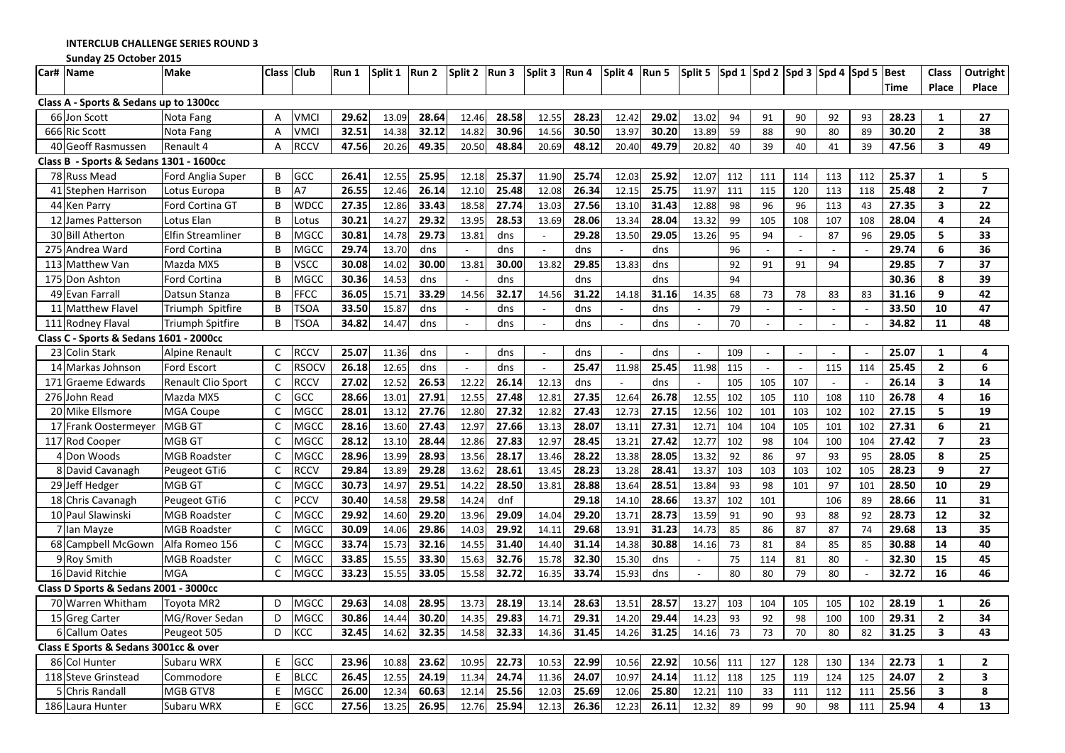**INTERCLUB CHALLENGE SERIES ROUND 3**

**Sunday 25 October 2015**

| Car# | Name | Make | Class | Club | Run 1 | Split 1 | Run 2 | Split 2 | Run 3 | Split 3 | Run 4 | Split 4 | Run 5 | Split 5 | Spd 1 | Spd 2 | Spd 3 | Spd 4 | Spd 5 | Best Time | Class Place | Outright Place |
|---|---|---|---|---|---|---|---|---|---|---|---|---|---|---|---|---|---|---|---|---|---|---|
| **Class A - Sports & Sedans up to 1300cc** | | | | | | | | | | | | | | | | | | | | | | |
| 66 | Jon Scott | Nota Fang | A | VMCI | 29.62 | 13.09 | 28.64 | 12.46 | 28.58 | 12.55 | 28.23 | 12.42 | 29.02 | 13.02 | 94 | 91 | 90 | 92 | 93 | 28.23 | 1 | 27 |
| 666 | Ric Scott | Nota Fang | A | VMCI | 32.51 | 14.38 | 32.12 | 14.82 | 30.96 | 14.56 | 30.50 | 13.97 | 30.20 | 13.89 | 59 | 88 | 90 | 80 | 89 | 30.20 | 2 | 38 |
| 40 | Geoff Rasmussen | Renault 4 | A | RCCV | 47.56 | 20.26 | 49.35 | 20.50 | 48.84 | 20.69 | 48.12 | 20.40 | 49.79 | 20.82 | 40 | 39 | 40 | 41 | 39 | 47.56 | 3 | 49 |
| **Class B - Sports & Sedans 1301 - 1600cc** | | | | | | | | | | | | | | | | | | | | | | |
| 78 | Russ Mead | Ford Anglia Super | B | GCC | 26.41 | 12.55 | 25.95 | 12.18 | 25.37 | 11.90 | 25.74 | 12.03 | 25.92 | 12.07 | 112 | 111 | 114 | 113 | 112 | 25.37 | 1 | 5 |
| 41 | Stephen Harrison | Lotus Europa | B | A7 | 26.55 | 12.46 | 26.14 | 12.10 | 25.48 | 12.08 | 26.34 | 12.15 | 25.75 | 11.97 | 111 | 115 | 120 | 113 | 118 | 25.48 | 2 | 7 |
| 44 | Ken Parry | Ford Cortina GT | B | WDCC | 27.35 | 12.86 | 33.43 | 18.58 | 27.74 | 13.03 | 27.56 | 13.10 | 31.43 | 12.88 | 98 | 96 | 96 | 113 | 43 | 27.35 | 3 | 22 |
| 12 | James Patterson | Lotus Elan | B | Lotus | 30.21 | 14.27 | 29.32 | 13.95 | 28.53 | 13.69 | 28.06 | 13.34 | 28.04 | 13.32 | 99 | 105 | 108 | 107 | 108 | 28.04 | 4 | 24 |
| 30 | Bill Atherton | Elfin Streamliner | B | MGCC | 30.81 | 14.78 | 29.73 | 13.81 | dns | - | 29.28 | 13.50 | 29.05 | 13.26 | 95 | 94 | - | 87 | 96 | 29.05 | 5 | 33 |
| 275 | Andrea Ward | Ford Cortina | B | MGCC | 29.74 | 13.70 | dns | - | dns | - | dns | - | dns | | 96 | - | - | - | - | 29.74 | 6 | 36 |
| 113 | Matthew Van | Mazda MX5 | B | VSCC | 30.08 | 14.02 | 30.00 | 13.81 | 30.00 | 13.82 | 29.85 | 13.83 | dns | | 92 | 91 | 91 | 94 | | 29.85 | 7 | 37 |
| 175 | Don Ashton | Ford Cortina | B | MGCC | 30.36 | 14.53 | dns | - | dns | | dns | | dns | | 94 | | | | | 30.36 | 8 | 39 |
| 49 | Evan Farrall | Datsun Stanza | B | FFCC | 36.05 | 15.71 | 33.29 | 14.56 | 32.17 | 14.56 | 31.22 | 14.18 | 31.16 | 14.35 | 68 | 73 | 78 | 83 | 83 | 31.16 | 9 | 42 |
| 11 | Matthew Flavel | Triumph Spitfire | B | TSOA | 33.50 | 15.87 | dns | - | dns | - | dns | - | dns | - | 79 | - | - | - | - | 33.50 | 10 | 47 |
| 111 | Rodney Flaval | Triumph Spitfire | B | TSOA | 34.82 | 14.47 | dns | - | dns | - | dns | - | dns | - | 70 | - | - | - | - | 34.82 | 11 | 48 |
| **Class C - Sports & Sedans 1601 - 2000cc** | | | | | | | | | | | | | | | | | | | | | | |
| 23 | Colin Stark | Alpine Renault | C | RCCV | 25.07 | 11.36 | dns | - | dns | - | dns | - | dns | - | 109 | - | - | - | - | 25.07 | 1 | 4 |
| 14 | Markas Johnson | Ford Escort | C | RSOCV | 26.18 | 12.65 | dns | - | dns | - | 25.47 | 11.98 | 25.45 | 11.98 | 115 | - | - | 115 | 114 | 25.45 | 2 | 6 |
| 171 | Graeme Edwards | Renault Clio Sport | C | RCCV | 27.02 | 12.52 | 26.53 | 12.22 | 26.14 | 12.13 | dns | - | dns | - | 105 | 105 | 107 | - | - | 26.14 | 3 | 14 |
| 276 | John Read | Mazda MX5 | C | GCC | 28.66 | 13.01 | 27.91 | 12.55 | 27.48 | 12.81 | 27.35 | 12.64 | 26.78 | 12.55 | 102 | 105 | 110 | 108 | 110 | 26.78 | 4 | 16 |
| 20 | Mike Ellsmore | MGA Coupe | C | MGCC | 28.01 | 13.12 | 27.76 | 12.80 | 27.32 | 12.82 | 27.43 | 12.73 | 27.15 | 12.56 | 102 | 101 | 103 | 102 | 102 | 27.15 | 5 | 19 |
| 17 | Frank Oostermeyer | MGB GT | C | MGCC | 28.16 | 13.60 | 27.43 | 12.97 | 27.66 | 13.13 | 28.07 | 13.11 | 27.31 | 12.71 | 104 | 104 | 105 | 101 | 102 | 27.31 | 6 | 21 |
| 117 | Rod Cooper | MGB GT | C | MGCC | 28.12 | 13.10 | 28.44 | 12.86 | 27.83 | 12.97 | 28.45 | 13.21 | 27.42 | 12.77 | 102 | 98 | 104 | 100 | 104 | 27.42 | 7 | 23 |
| 4 | Don Woods | MGB Roadster | C | MGCC | 28.96 | 13.99 | 28.93 | 13.56 | 28.17 | 13.46 | 28.22 | 13.38 | 28.05 | 13.32 | 92 | 86 | 97 | 93 | 95 | 28.05 | 8 | 25 |
| 8 | David Cavanagh | Peugeot GTi6 | C | RCCV | 29.84 | 13.89 | 29.28 | 13.62 | 28.61 | 13.45 | 28.23 | 13.28 | 28.41 | 13.37 | 103 | 103 | 103 | 102 | 105 | 28.23 | 9 | 27 |
| 29 | Jeff Hedger | MGB GT | C | MGCC | 30.73 | 14.97 | 29.51 | 14.22 | 28.50 | 13.81 | 28.88 | 13.64 | 28.51 | 13.84 | 93 | 98 | 101 | 97 | 101 | 28.50 | 10 | 29 |
| 18 | Chris Cavanagh | Peugeot GTi6 | C | PCCV | 30.40 | 14.58 | 29.58 | 14.24 | dnf | | 29.18 | 14.10 | 28.66 | 13.37 | 102 | 101 | | 106 | 89 | 28.66 | 11 | 31 |
| 10 | Paul Slawinski | MGB Roadster | C | MGCC | 29.92 | 14.60 | 29.20 | 13.96 | 29.09 | 14.04 | 29.20 | 13.71 | 28.73 | 13.59 | 91 | 90 | 93 | 88 | 92 | 28.73 | 12 | 32 |
| 7 | Ian Mayze | MGB Roadster | C | MGCC | 30.09 | 14.06 | 29.86 | 14.03 | 29.92 | 14.11 | 29.68 | 13.91 | 31.23 | 14.73 | 85 | 86 | 87 | 87 | 74 | 29.68 | 13 | 35 |
| 68 | Campbell McGown | Alfa Romeo 156 | C | MGCC | 33.74 | 15.73 | 32.16 | 14.55 | 31.40 | 14.40 | 31.14 | 14.38 | 30.88 | 14.16 | 73 | 81 | 84 | 85 | 85 | 30.88 | 14 | 40 |
| 9 | Roy Smith | MGB Roadster | C | MGCC | 33.85 | 15.55 | 33.30 | 15.63 | 32.76 | 15.78 | 32.30 | 15.30 | dns | - | 75 | 114 | 81 | 80 | - | 32.30 | 15 | 45 |
| 16 | David Ritchie | MGA | C | MGCC | 33.23 | 15.55 | 33.05 | 15.58 | 32.72 | 16.35 | 33.74 | 15.93 | dns | - | 80 | 80 | 79 | 80 | - | 32.72 | 16 | 46 |
| **Class D Sports & Sedans 2001 - 3000cc** | | | | | | | | | | | | | | | | | | | | | | |
| 70 | Warren Whitham | Toyota MR2 | D | MGCC | 29.63 | 14.08 | 28.95 | 13.73 | 28.19 | 13.14 | 28.63 | 13.51 | 28.57 | 13.27 | 103 | 104 | 105 | 105 | 102 | 28.19 | 1 | 26 |
| 15 | Greg Carter | MG/Rover Sedan | D | MGCC | 30.86 | 14.44 | 30.20 | 14.35 | 29.83 | 14.71 | 29.31 | 14.20 | 29.44 | 14.23 | 93 | 92 | 98 | 100 | 100 | 29.31 | 2 | 34 |
| 6 | Callum Oates | Peugeot 505 | D | KCC | 32.45 | 14.62 | 32.35 | 14.58 | 32.33 | 14.36 | 31.45 | 14.26 | 31.25 | 14.16 | 73 | 73 | 70 | 80 | 82 | 31.25 | 3 | 43 |
| **Class E Sports & Sedans 3001cc & over** | | | | | | | | | | | | | | | | | | | | | | |
| 86 | Col Hunter | Subaru WRX | E | GCC | 23.96 | 10.88 | 23.62 | 10.95 | 22.73 | 10.53 | 22.99 | 10.56 | 22.92 | 10.56 | 111 | 127 | 128 | 130 | 134 | 22.73 | 1 | 2 |
| 118 | Steve Grinstead | Commodore | E | BLCC | 26.45 | 12.55 | 24.19 | 11.34 | 24.74 | 11.36 | 24.07 | 10.97 | 24.14 | 11.12 | 118 | 125 | 119 | 124 | 125 | 24.07 | 2 | 3 |
| 5 | Chris Randall | MGB GTV8 | E | MGCC | 26.00 | 12.34 | 60.63 | 12.14 | 25.56 | 12.03 | 25.69 | 12.06 | 25.80 | 12.21 | 110 | 33 | 111 | 112 | 111 | 25.56 | 3 | 8 |
| 186 | Laura Hunter | Subaru WRX | E | GCC | 27.56 | 13.25 | 26.95 | 12.76 | 25.94 | 12.13 | 26.36 | 12.23 | 26.11 | 12.32 | 89 | 99 | 90 | 98 | 111 | 25.94 | 4 | 13 |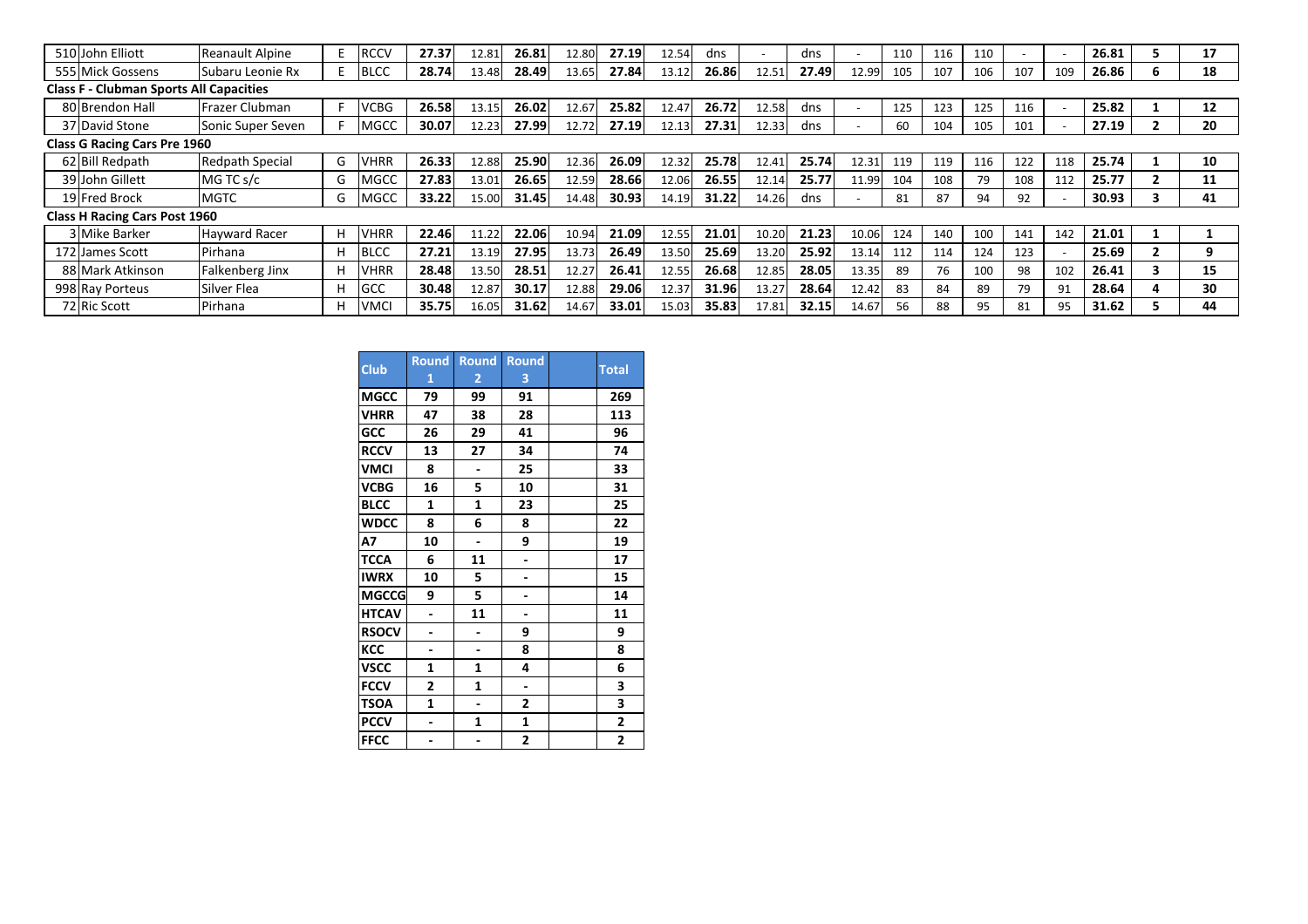| | | | | | | | | | | | | | | | | | | | | | | | |
|---|---|---|---|---|---|---|---|---|---|---|---|---|---|---|---|---|---|---|---|---|---|---|---|
| 510 | John Elliott | Reanault Alpine | E | RCCV | **27.37** | 12.81 | **26.81** | 12.80 | **27.19** | 12.54 | dns | - | dns | - | 110 | 116 | 110 | - | - | **26.81** | **5** | **17** |
| 555 | Mick Gossens | Subaru Leonie Rx | E | BLCC | **28.74** | 13.48 | **28.49** | 13.65 | **27.84** | 13.12 | **26.86** | 12.51 | **27.49** | 12.99 | 105 | 107 | 106 | 107 | 109 | **26.86** | **6** | **18** |
| **Class F - Clubman Sports All Capacities** | | | | | | | | | | | | | | | | | | | | | | |
| 80 | Brendon Hall | Frazer Clubman | F | VCBG | **26.58** | 13.15 | **26.02** | 12.67 | **25.82** | 12.47 | **26.72** | 12.58 | dns | - | 125 | 123 | 125 | 116 | - | **25.82** | **1** | **12** |
| 37 | David Stone | Sonic Super Seven | F | MGCC | **30.07** | 12.23 | **27.99** | 12.72 | **27.19** | 12.13 | **27.31** | 12.33 | dns | - | 60 | 104 | 105 | 101 | - | **27.19** | **2** | **20** |
| **Class G Racing Cars Pre 1960** | | | | | | | | | | | | | | | | | | | | | | |
| 62 | Bill Redpath | Redpath Special | G | VHRR | **26.33** | 12.88 | **25.90** | 12.36 | **26.09** | 12.32 | **25.78** | 12.41 | **25.74** | 12.31 | 119 | 119 | 116 | 122 | 118 | **25.74** | **1** | **10** |
| 39 | John Gillett | MG TC s/c | G | MGCC | **27.83** | 13.01 | **26.65** | 12.59 | **28.66** | 12.06 | **26.55** | 12.14 | **25.77** | 11.99 | 104 | 108 | 79 | 108 | 112 | **25.77** | **2** | **11** |
| 19 | Fred Brock | MGTC | G | MGCC | **33.22** | 15.00 | **31.45** | 14.48 | **30.93** | 14.19 | **31.22** | 14.26 | dns | - | 81 | 87 | 94 | 92 | - | **30.93** | **3** | **41** |
| **Class H Racing Cars Post 1960** | | | | | | | | | | | | | | | | | | | | | | |
| 3 | Mike Barker | Hayward Racer | H | VHRR | **22.46** | 11.22 | **22.06** | 10.94 | **21.09** | 12.55 | **21.01** | 10.20 | **21.23** | 10.06 | 124 | 140 | 100 | 141 | 142 | **21.01** | **1** | **1** |
| 172 | James Scott | Pirhana | H | BLCC | **27.21** | 13.19 | **27.95** | 13.73 | **26.49** | 13.50 | **25.69** | 13.20 | **25.92** | 13.14 | 112 | 114 | 124 | 123 | - | **25.69** | **2** | **9** |
| 88 | Mark Atkinson | Falkenberg Jinx | H | VHRR | **28.48** | 13.50 | **28.51** | 12.27 | **26.41** | 12.55 | **26.68** | 12.85 | **28.05** | 13.35 | 89 | 76 | 100 | 98 | 102 | **26.41** | **3** | **15** |
| 998 | Ray Porteus | Silver Flea | H | GCC | **30.48** | 12.87 | **30.17** | 12.88 | **29.06** | 12.37 | **31.96** | 13.27 | **28.64** | 12.42 | 83 | 84 | 89 | 79 | 91 | **28.64** | **4** | **30** |
| 72 | Ric Scott | Pirhana | H | VMCI | **35.75** | 16.05 | **31.62** | 14.67 | **33.01** | 15.03 | **35.83** | 17.81 | **32.15** | 14.67 | 56 | 88 | 95 | 81 | 95 | **31.62** | **5** | **44** |

| Club | Round 1 | Round 2 | Round 3 | | Total |
|---|---|---|---|---|---|
| MGCC | 79 | 99 | 91 | | 269 |
| VHRR | 47 | 38 | 28 | | 113 |
| GCC | 26 | 29 | 41 | | 96 |
| RCCV | 13 | 27 | 34 | | 74 |
| VMCI | 8 | - | 25 | | 33 |
| VCBG | 16 | 5 | 10 | | 31 |
| BLCC | 1 | 1 | 23 | | 25 |
| WDCC | 8 | 6 | 8 | | 22 |
| A7 | 10 | - | 9 | | 19 |
| TCCA | 6 | 11 | - | | 17 |
| IWRX | 10 | 5 | - | | 15 |
| MGCCG | 9 | 5 | - | | 14 |
| HTCAV | - | 11 | - | | 11 |
| RSOCV | - | - | 9 | | 9 |
| KCC | - | - | 8 | | 8 |
| VSCC | 1 | 1 | 4 | | 6 |
| FCCV | 2 | 1 | - | | 3 |
| TSOA | 1 | - | 2 | | 3 |
| PCCV | - | 1 | 1 | | 2 |
| FFCC | - | - | 2 | | 2 |